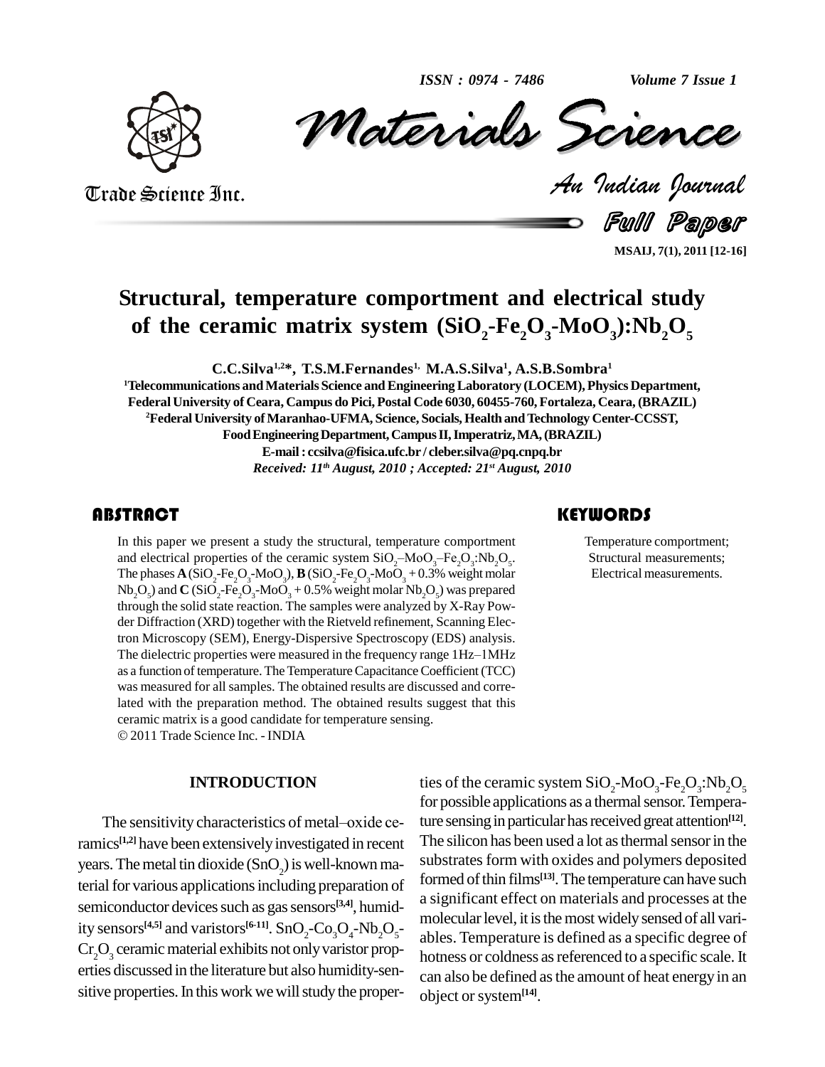# Structural, temperature comportment and electrical study of the ceramic matrix system ($SiO_2$-$Fe_2O_3$-$MoO_3$):$Nb_2O_5$

**C.C.Silva[1,2]*, T.S.M.Fernandes[1], M.A.S.Silva[1], A.S.B.Sombra[1]**

[1]Telecommunications and Materials Science and Engineering Laboratory (LOCEM), Physics Department, Federal University of Ceara, Campus do Pici, Postal Code 6030, 60455-760, Fortaleza, Ceara, (BRAZIL)

[2]Federal University of Maranhao-UFMA, Science, Socials, Health and Technology Center-CCSST, Food Engineering Department, Campus II, Imperatriz, MA, (BRAZIL)

E-mail : ccsilva@fisica.ufc.br / cleber.silva@pq.cnpq.br

*Received: 11th August, 2010 ; Accepted: 21st August, 2010*

## ABSTRACT

In this paper we present a study the structural, temperature comportment and electrical properties of the ceramic system $SiO_2$–$MoO_3$–$Fe_2O_3$:$Nb_2O_5$. The phases **A** ($SiO_2$-$Fe_2O_3$-$MoO_3$), **B** ($SiO_2$-$Fe_2O_3$-$MoO_3$ + 0.3% weight molar $Nb_2O_5$) and **C** ($SiO_2$-$Fe_2O_3$-$MoO_3$ + 0.5% weight molar $Nb_2O_5$) was prepared through the solid state reaction. The samples were analyzed by X-Ray Powder Diffraction (XRD) together with the Rietveld refinement, Scanning Electron Microscopy (SEM), Energy-Dispersive Spectroscopy (EDS) analysis. The dielectric properties were measured in the frequency range 1Hz–1MHz as a function of temperature. The Temperature Capacitance Coefficient (TCC) was measured for all samples. The obtained results are discussed and correlated with the preparation method. The obtained results suggest that this ceramic matrix is a good candidate for temperature sensing.

© 2011 Trade Science Inc. - INDIA

## KEYWORDS

Temperature comportment; Structural measurements; Electrical measurements.

## INTRODUCTION

The sensitivity characteristics of metal–oxide ceramics[1,2] have been extensively investigated in recent years. The metal tin dioxide ($SnO_2$) is well-known material for various applications including preparation of semiconductor devices such as gas sensors[3,4], humidity sensors[4,5] and varistors[6-11]. $SnO_2$-$Co_3O_4$-$Nb_2O_5$-$Cr_2O_3$ ceramic material exhibits not only varistor properties discussed in the literature but also humidity-sensitive properties. In this work we will study the properties of the ceramic system $SiO_2$-$MoO_3$-$Fe_2O_3$:$Nb_2O_5$ for possible applications as a thermal sensor. Temperature sensing in particular has received great attention[12]. The silicon has been used a lot as thermal sensor in the substrates form with oxides and polymers deposited formed of thin films[13]. The temperature can have such a significant effect on materials and processes at the molecular level, it is the most widely sensed of all variables. Temperature is defined as a specific degree of hotness or coldness as referenced to a specific scale. It can also be defined as the amount of heat energy in an object or system[14].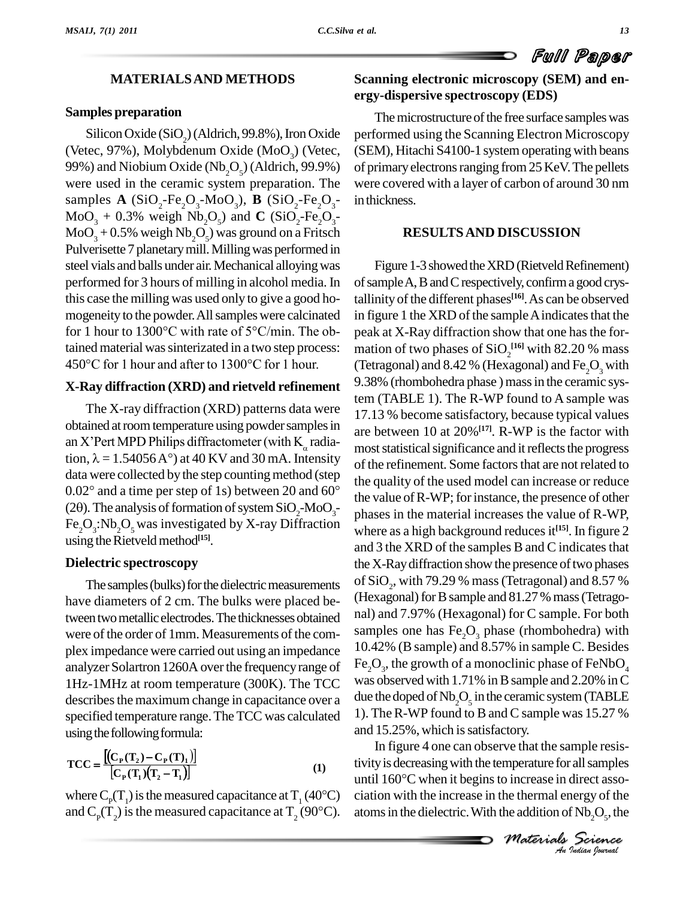## MATERIALS AND METHODS

### Samples preparation

Silicon Oxide ($SiO_2$) (Aldrich, 99.8%), Iron Oxide (Vetec, 97%), Molybdenum Oxide ($MoO_3$) (Vetec, 99%) and Niobium Oxide ($Nb_2O_5$) (Aldrich, 99.9%) were used in the ceramic system preparation. The samples **A** ($SiO_2$-$Fe_2O_3$-$MoO_3$), **B** ($SiO_2$-$Fe_2O_3$-$MoO_3$ + 0.3% weigh $Nb_2O_5$) and **C** ($SiO_2$-$Fe_2O_3$-$MoO_3$ + 0.5% weigh $Nb_2O_5$) was ground on a Fritsch Pulverisette 7 planetary mill. Milling was performed in steel vials and balls under air. Mechanical alloying was performed for 3 hours of milling in alcohol media. In this case the milling was used only to give a good homogeneity to the powder. All samples were calcinated for 1 hour to 1300°C with rate of 5°C/min. The obtained material was sinterizated in a two step process: 450°C for 1 hour and after to 1300°C for 1 hour.

### X-Ray diffraction (XRD) and rietveld refinement

The X-ray diffraction (XRD) patterns data were obtained at room temperature using powder samples in an X'Pert MPD Philips diffractometer (with $K_\alpha$ radiation, $\lambda$ = 1.54056 A°) at 40 KV and 30 mA. Intensity data were collected by the step counting method (step 0.02° and a time per step of 1s) between 20 and 60° (2$\theta$). The analysis of formation of system $SiO_2$-$MoO_3$-$Fe_2O_3$:$Nb_2O_5$ was investigated by X-ray Diffraction using the Rietveld method[15].

### Dielectric spectroscopy

The samples (bulks) for the dielectric measurements have diameters of 2 cm. The bulks were placed between two metallic electrodes. The thicknesses obtained were of the order of 1mm. Measurements of the complex impedance were carried out using an impedance analyzer Solartron 1260A over the frequency range of 1Hz-1MHz at room temperature (300K). The TCC describes the maximum change in capacitance over a specified temperature range. The TCC was calculated using the following formula:

$$TCC = \frac{[(C_P(T_2) - C_P(T)_1)]}{[C_P(T_1)(T_2 - T_1)]} \quad (1)$$

where $C_p(T_1)$ is the measured capacitance at $T_1$ (40°C) and $C_p(T_2)$ is the measured capacitance at $T_2$ (90°C).

### Scanning electronic microscopy (SEM) and energy-dispersive spectroscopy (EDS)

The microstructure of the free surface samples was performed using the Scanning Electron Microscopy (SEM), Hitachi S4100-1 system operating with beans of primary electrons ranging from 25 KeV. The pellets were covered with a layer of carbon of around 30 nm in thickness.

## RESULTS AND DISCUSSION

Figure 1-3 showed the XRD (Rietveld Refinement) of sample A, B and C respectively, confirm a good crystallinity of the different phases[16]. As can be observed in figure 1 the XRD of the sample A indicates that the peak at X-Ray diffraction show that one has the formation of two phases of $SiO_2$[16] with 82.20 % mass (Tetragonal) and 8.42 % (Hexagonal) and $Fe_2O_3$ with 9.38% (rhombohedra phase ) mass in the ceramic system (TABLE 1). The R-WP found to A sample was 17.13 % become satisfactory, because typical values are between 10 at 20%[17]. R-WP is the factor with most statistical significance and it reflects the progress of the refinement. Some factors that are not related to the quality of the used model can increase or reduce the value of R-WP; for instance, the presence of other phases in the material increases the value of R-WP, where as a high background reduces it[15]. In figure 2 and 3 the XRD of the samples B and C indicates that the X-Ray diffraction show the presence of two phases of $SiO_2$, with 79.29 % mass (Tetragonal) and 8.57 % (Hexagonal) for B sample and 81.27 % mass (Tetragonal) and 7.97% (Hexagonal) for C sample. For both samples one has $Fe_2O_3$ phase (rhombohedra) with 10.42% (B sample) and 8.57% in sample C. Besides $Fe_2O_3$, the growth of a monoclinic phase of $FeNbO_4$ was observed with 1.71% in B sample and 2.20% in C due the doped of $Nb_2O_5$ in the ceramic system (TABLE 1). The R-WP found to B and C sample was 15.27 % and 15.25%, which is satisfactory.

In figure 4 one can observe that the sample resistivity is decreasing with the temperature for all samples until 160°C when it begins to increase in direct association with the increase in the thermal energy of the atoms in the dielectric. With the addition of $Nb_2O_5$, the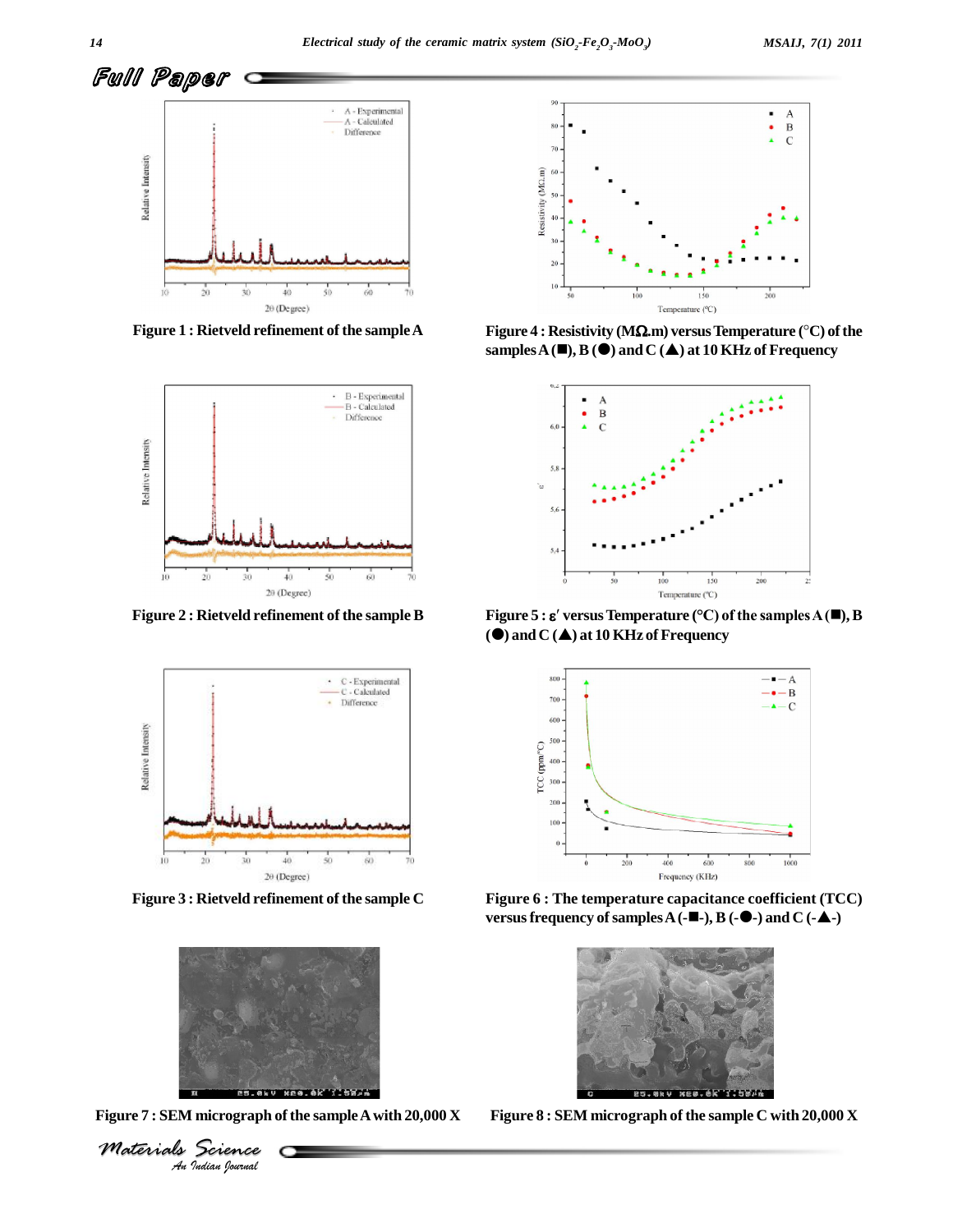Figure 1 : Rietveld refinement of the sample A

Figure 2 : Rietveld refinement of the sample B

Figure 3 : Rietveld refinement of the sample C

Figure 4 : Resistivity (MΩ.m) versus Temperature (°C) of the samples A (■), B (●) and C (▲) at 10 KHz of Frequency

Figure 5 : ε′ versus Temperature (°C) of the samples A (■), B (●) and C (▲) at 10 KHz of Frequency

Figure 6 : The temperature capacitance coefficient (TCC) versus frequency of samples A (-■-), B (-●-) and C (-▲-)

Figure 7 : SEM micrograph of the sample A with 20,000 X

Figure 8 : SEM micrograph of the sample C with 20,000 X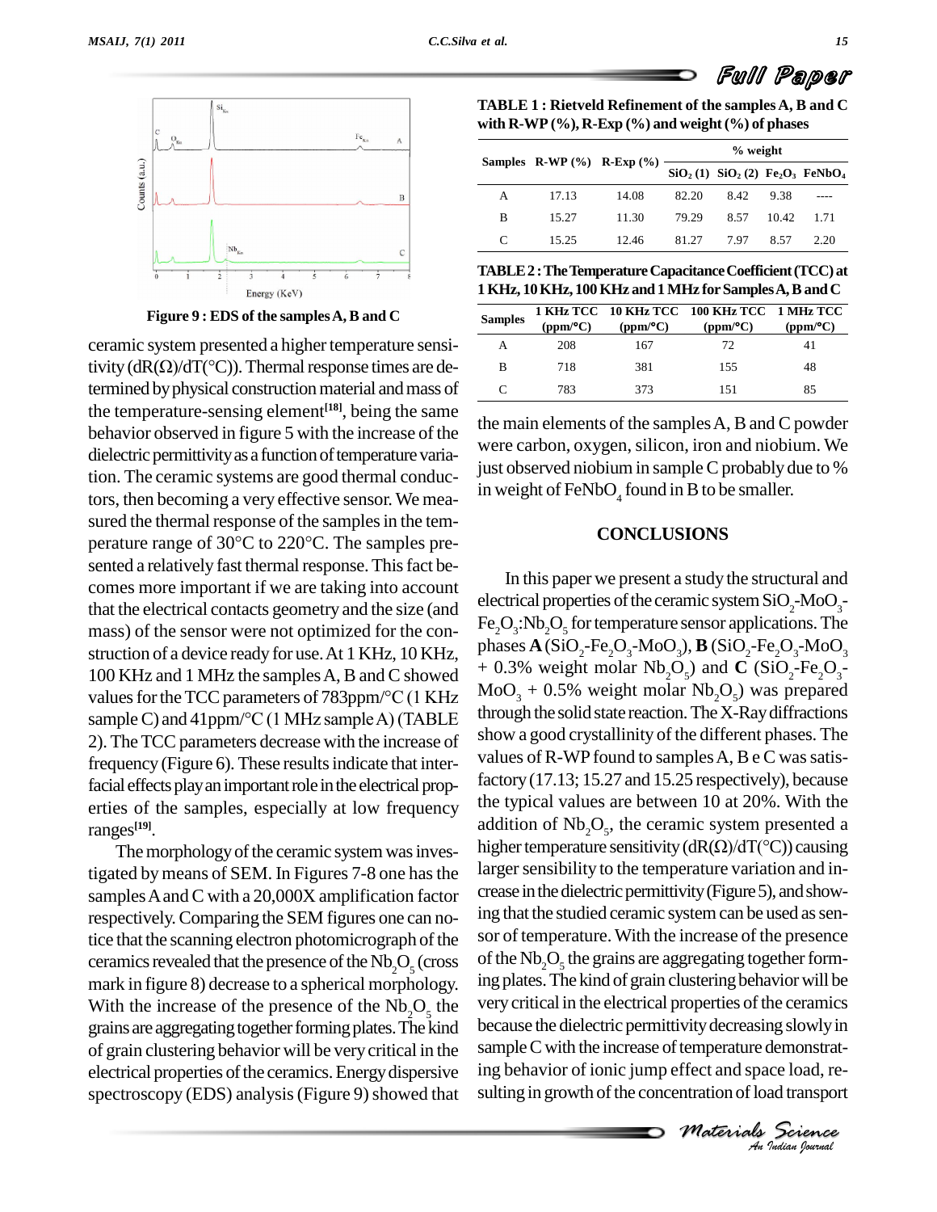Figure 9 : EDS of the samples A, B and C

ceramic system presented a higher temperature sensitivity ($dR(\Omega)/dT(°C)$). Thermal response times are determined by physical construction material and mass of the temperature-sensing element[18], being the same behavior observed in figure 5 with the increase of the dielectric permittivity as a function of temperature variation. The ceramic systems are good thermal conductors, then becoming a very effective sensor. We measured the thermal response of the samples in the temperature range of 30°C to 220°C. The samples presented a relatively fast thermal response. This fact becomes more important if we are taking into account that the electrical contacts geometry and the size (and mass) of the sensor were not optimized for the construction of a device ready for use. At 1 KHz, 10 KHz, 100 KHz and 1 MHz the samples A, B and C showed values for the TCC parameters of 783ppm/°C (1 KHz sample C) and 41ppm/°C (1 MHz sample A) (TABLE 2). The TCC parameters decrease with the increase of frequency (Figure 6). These results indicate that interfacial effects play an important role in the electrical properties of the samples, especially at low frequency ranges[19].

The morphology of the ceramic system was investigated by means of SEM. In Figures 7-8 one has the samples A and C with a 20,000X amplification factor respectively. Comparing the SEM figures one can notice that the scanning electron photomicrograph of the ceramics revealed that the presence of the $Nb_2O_5$ (cross mark in figure 8) decrease to a spherical morphology. With the increase of the presence of the $Nb_2O_5$ the grains are aggregating together forming plates. The kind of grain clustering behavior will be very critical in the electrical properties of the ceramics. Energy dispersive spectroscopy (EDS) analysis (Figure 9) showed that the main elements of the samples A, B and C powder were carbon, oxygen, silicon, iron and niobium. We just observed niobium in sample C probably due to % in weight of $FeNbO_4$ found in B to be smaller.

TABLE 1 : Rietveld Refinement of the samples A, B and C with R-WP (%), R-Exp (%) and weight (%) of phases

| Samples | R-WP (%) | R-Exp (%) | % weight | | | |
|---|---|---|---|---|---|---|
| | | | $SiO_2$ (1) | $SiO_2$ (2) | $Fe_2O_3$ | $FeNbO_4$ |
| A | 17.13 | 14.08 | 82.20 | 8.42 | 9.38 | ---- |
| B | 15.27 | 11.30 | 79.29 | 8.57 | 10.42 | 1.71 |
| C | 15.25 | 12.46 | 81.27 | 7.97 | 8.57 | 2.20 |

TABLE 2 : The Temperature Capacitance Coefficient (TCC) at 1 KHz, 10 KHz, 100 KHz and 1 MHz for Samples A, B and C

| Samples | 1 KHz TCC (ppm/°C) | 10 KHz TCC (ppm/°C) | 100 KHz TCC (ppm/°C) | 1 MHz TCC (ppm/°C) |
|---|---|---|---|---|
| A | 208 | 167 | 72 | 41 |
| B | 718 | 381 | 155 | 48 |
| C | 783 | 373 | 151 | 85 |

## CONCLUSIONS

In this paper we present a study the structural and electrical properties of the ceramic system $SiO_2$-$MoO_3$-$Fe_2O_3$:$Nb_2O_5$ for temperature sensor applications. The phases **A** ($SiO_2$-$Fe_2O_3$-$MoO_3$), **B** ($SiO_2$-$Fe_2O_3$-$MoO_3$ + 0.3% weight molar $Nb_2O_5$) and **C** ($SiO_2$-$Fe_2O_3$-$MoO_3$ + 0.5% weight molar $Nb_2O_5$) was prepared through the solid state reaction. The X-Ray diffractions show a good crystallinity of the different phases. The values of R-WP found to samples A, B e C was satisfactory (17.13; 15.27 and 15.25 respectively), because the typical values are between 10 at 20%. With the addition of $Nb_2O_5$, the ceramic system presented a higher temperature sensitivity ($dR(\Omega)/dT(°C)$) causing larger sensibility to the temperature variation and increase in the dielectric permittivity (Figure 5), and showing that the studied ceramic system can be used as sensor of temperature. With the increase of the presence of the $Nb_2O_5$ the grains are aggregating together forming plates. The kind of grain clustering behavior will be very critical in the electrical properties of the ceramics because the dielectric permittivity decreasing slowly in sample C with the increase of temperature demonstrating behavior of ionic jump effect and space load, resulting in growth of the concentration of load transport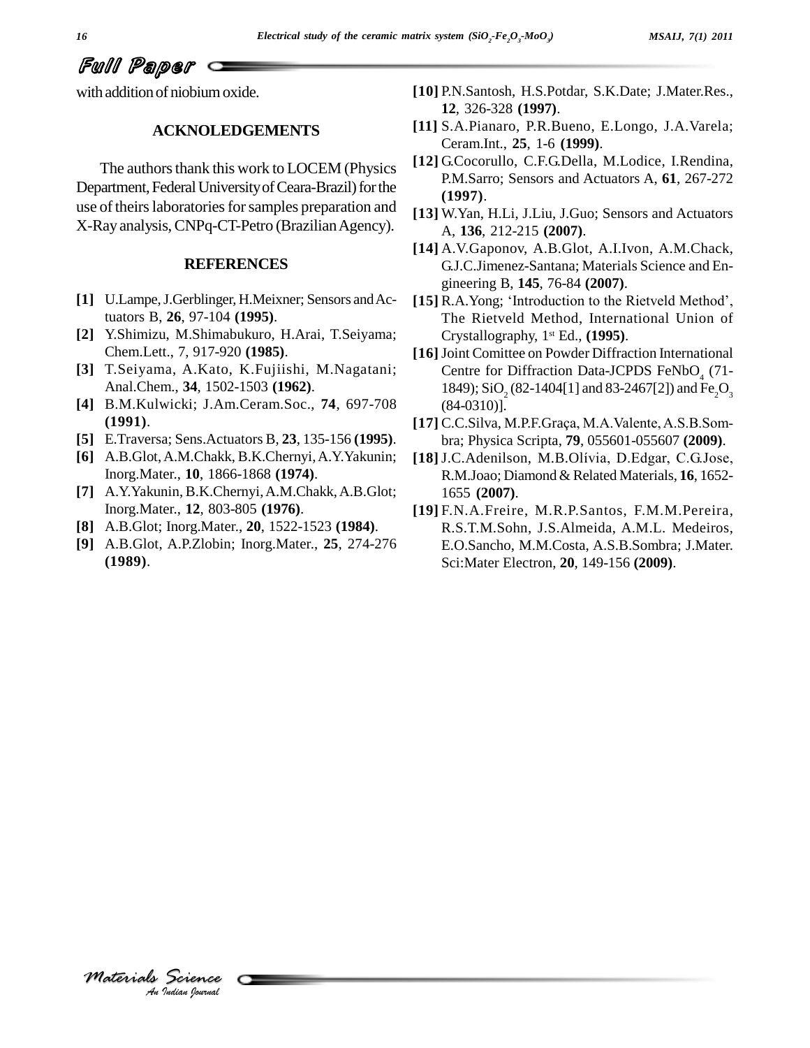with addition of niobium oxide.

## ACKNOLEDGEMENTS

The authors thank this work to LOCEM (Physics Department, Federal University of Ceara-Brazil) for the use of theirs laboratories for samples preparation and X-Ray analysis, CNPq-CT-Petro (Brazilian Agency).

## REFERENCES

**[1]** U.Lampe, J.Gerblinger, H.Meixner; Sensors and Actuators B, **26**, 97-104 **(1995)**.

**[2]** Y.Shimizu, M.Shimabukuro, H.Arai, T.Seiyama; Chem.Lett., 7, 917-920 **(1985)**.

**[3]** T.Seiyama, A.Kato, K.Fujiishi, M.Nagatani; Anal.Chem., **34**, 1502-1503 **(1962)**.

**[4]** B.M.Kulwicki; J.Am.Ceram.Soc., **74**, 697-708 **(1991)**.

**[5]** E.Traversa; Sens.Actuators B, **23**, 135-156 **(1995)**.

**[6]** A.B.Glot, A.M.Chakk, B.K.Chernyi, A.Y.Yakunin; Inorg.Mater., **10**, 1866-1868 **(1974)**.

**[7]** A.Y.Yakunin, B.K.Chernyi, A.M.Chakk, A.B.Glot; Inorg.Mater., **12**, 803-805 **(1976)**.

**[8]** A.B.Glot; Inorg.Mater., **20**, 1522-1523 **(1984)**.

**[9]** A.B.Glot, A.P.Zlobin; Inorg.Mater., **25**, 274-276 **(1989)**.

**[10]** P.N.Santosh, H.S.Potdar, S.K.Date; J.Mater.Res., **12**, 326-328 **(1997)**.

**[11]** S.A.Pianaro, P.R.Bueno, E.Longo, J.A.Varela; Ceram.Int., **25**, 1-6 **(1999)**.

**[12]** G.Cocorullo, C.F.G.Della, M.Lodice, I.Rendina, P.M.Sarro; Sensors and Actuators A, **61**, 267-272 **(1997)**.

**[13]** W.Yan, H.Li, J.Liu, J.Guo; Sensors and Actuators A, **136**, 212-215 **(2007)**.

**[14]** A.V.Gaponov, A.B.Glot, A.I.Ivon, A.M.Chack, G.J.C.Jimenez-Santana; Materials Science and Engineering B, **145**, 76-84 **(2007)**.

**[15]** R.A.Yong; 'Introduction to the Rietveld Method', The Rietveld Method, International Union of Crystallography, 1st Ed., **(1995)**.

**[16]** Joint Comittee on Powder Diffraction International Centre for Diffraction Data-JCPDS $FeNbO_4$ (71-1849); $SiO_2$ (82-1404[1] and 83-2467[2]) and $Fe_2O_3$ (84-0310)].

**[17]** C.C.Silva, M.P.F.Graça, M.A.Valente, A.S.B.Sombra; Physica Scripta, **79**, 055601-055607 **(2009)**.

**[18]** J.C.Adenilson, M.B.Olívia, D.Edgar, C.G.Jose, R.M.Joao; Diamond & Related Materials, **16**, 1652-1655 **(2007)**.

**[19]** F.N.A.Freire, M.R.P.Santos, F.M.M.Pereira, R.S.T.M.Sohn, J.S.Almeida, A.M.L. Medeiros, E.O.Sancho, M.M.Costa, A.S.B.Sombra; J.Mater. Sci:Mater Electron, **20**, 149-156 **(2009)**.